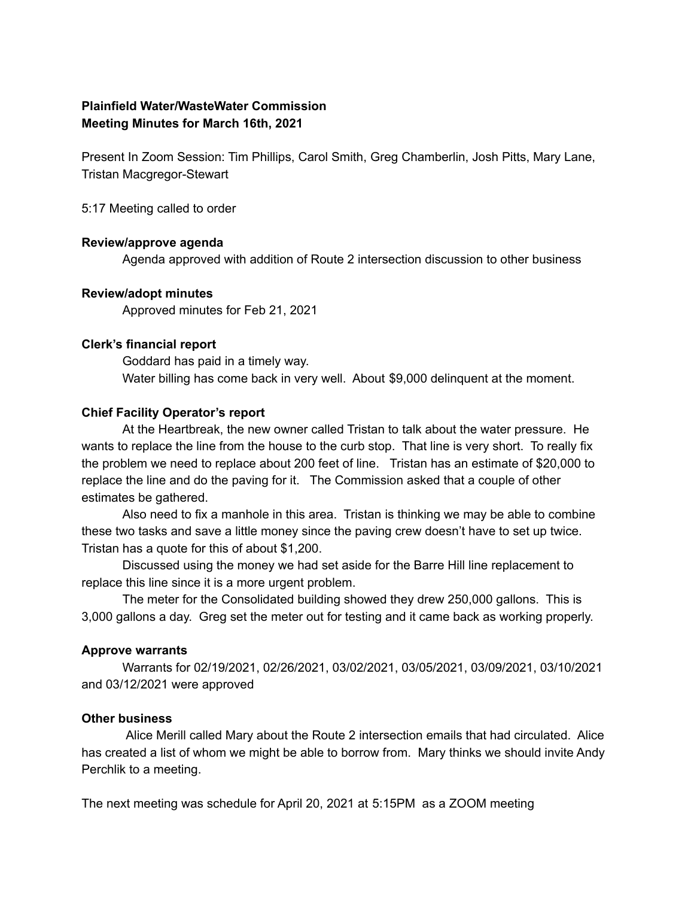**Plainfield Water/WasteWater Commission**
**Meeting Minutes for March 16th, 2021**

Present In Zoom Session: Tim Phillips, Carol Smith, Greg Chamberlin, Josh Pitts, Mary Lane, Tristan Macgregor-Stewart

5:17 Meeting called to order

**Review/approve agenda**

Agenda approved with addition of Route 2 intersection discussion to other business

**Review/adopt minutes**

Approved minutes for Feb 21, 2021

**Clerk's financial report**

Goddard has paid in a timely way.

Water billing has come back in very well. About $9,000 delinquent at the moment.

**Chief Facility Operator's report**

At the Heartbreak, the new owner called Tristan to talk about the water pressure. He wants to replace the line from the house to the curb stop. That line is very short. To really fix the problem we need to replace about 200 feet of line. Tristan has an estimate of $20,000 to replace the line and do the paving for it. The Commission asked that a couple of other estimates be gathered.

Also need to fix a manhole in this area. Tristan is thinking we may be able to combine these two tasks and save a little money since the paving crew doesn't have to set up twice. Tristan has a quote for this of about $1,200.

Discussed using the money we had set aside for the Barre Hill line replacement to replace this line since it is a more urgent problem.

The meter for the Consolidated building showed they drew 250,000 gallons. This is 3,000 gallons a day. Greg set the meter out for testing and it came back as working properly.

**Approve warrants**

Warrants for 02/19/2021, 02/26/2021, 03/02/2021, 03/05/2021, 03/09/2021, 03/10/2021 and 03/12/2021 were approved

**Other business**

Alice Merill called Mary about the Route 2 intersection emails that had circulated. Alice has created a list of whom we might be able to borrow from. Mary thinks we should invite Andy Perchlik to a meeting.

The next meeting was schedule for April 20, 2021 at 5:15PM as a ZOOM meeting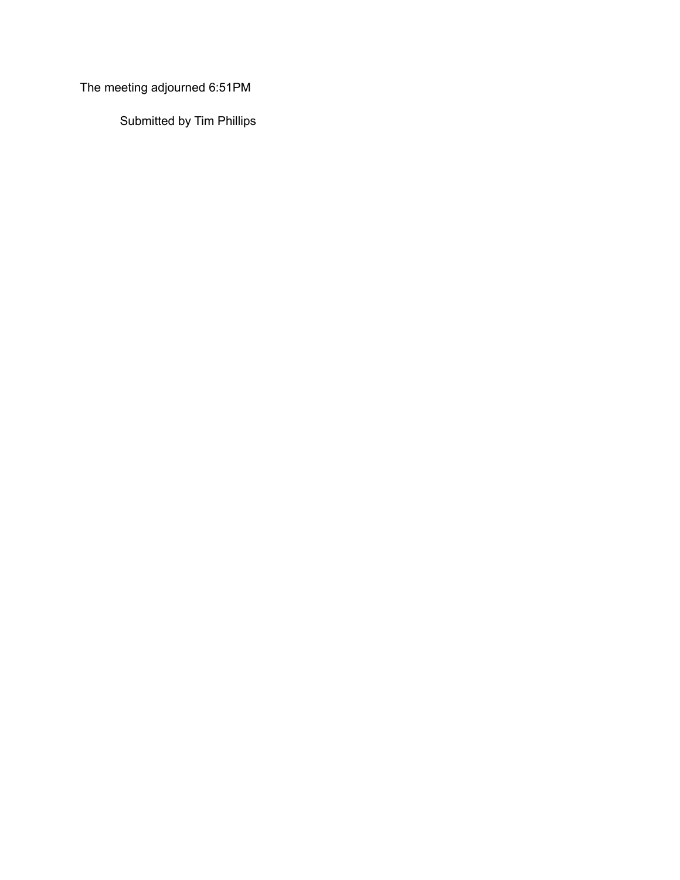The meeting adjourned 6:51PM

Submitted by Tim Phillips